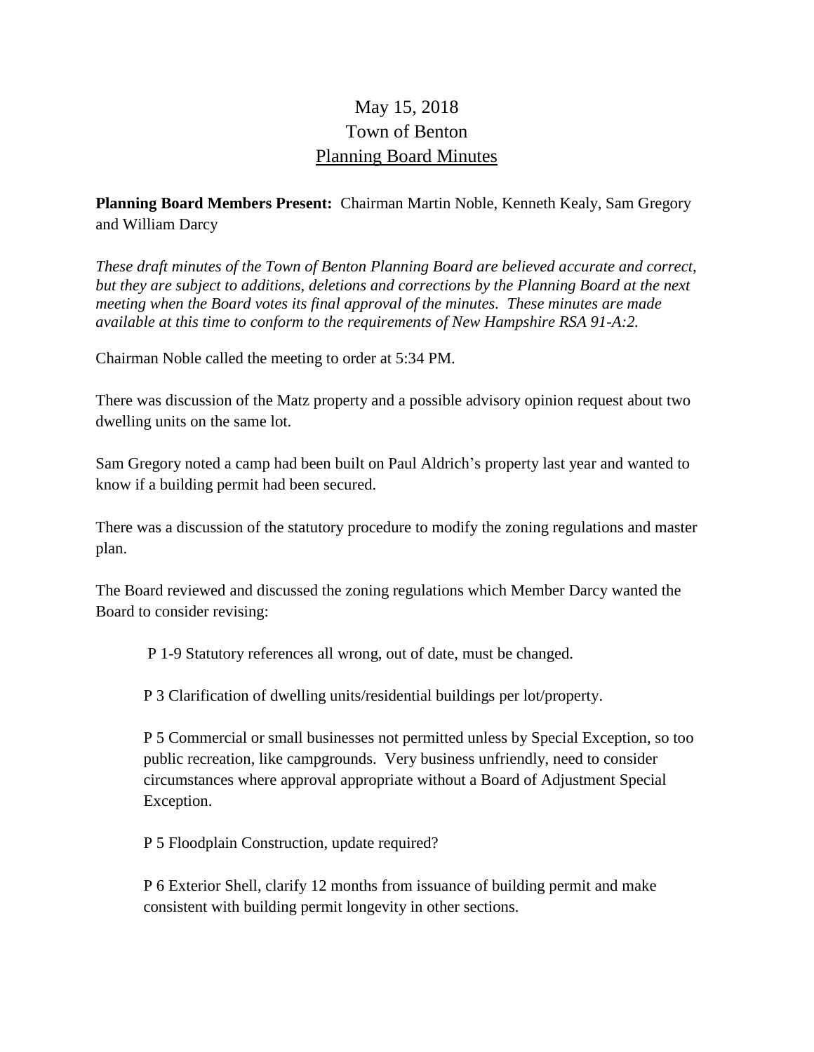# May 15, 2018
# Town of Benton
## Planning Board Minutes

**Planning Board Members Present:** Chairman Martin Noble, Kenneth Kealy, Sam Gregory and William Darcy

*These draft minutes of the Town of Benton Planning Board are believed accurate and correct, but they are subject to additions, deletions and corrections by the Planning Board at the next meeting when the Board votes its final approval of the minutes. These minutes are made available at this time to conform to the requirements of New Hampshire RSA 91-A:2.*

Chairman Noble called the meeting to order at 5:34 PM.

There was discussion of the Matz property and a possible advisory opinion request about two dwelling units on the same lot.

Sam Gregory noted a camp had been built on Paul Aldrich's property last year and wanted to know if a building permit had been secured.

There was a discussion of the statutory procedure to modify the zoning regulations and master plan.

The Board reviewed and discussed the zoning regulations which Member Darcy wanted the Board to consider revising:

P 1-9 Statutory references all wrong, out of date, must be changed.

P 3 Clarification of dwelling units/residential buildings per lot/property.

P 5 Commercial or small businesses not permitted unless by Special Exception, so too public recreation, like campgrounds. Very business unfriendly, need to consider circumstances where approval appropriate without a Board of Adjustment Special Exception.

P 5 Floodplain Construction, update required?

P 6 Exterior Shell, clarify 12 months from issuance of building permit and make consistent with building permit longevity in other sections.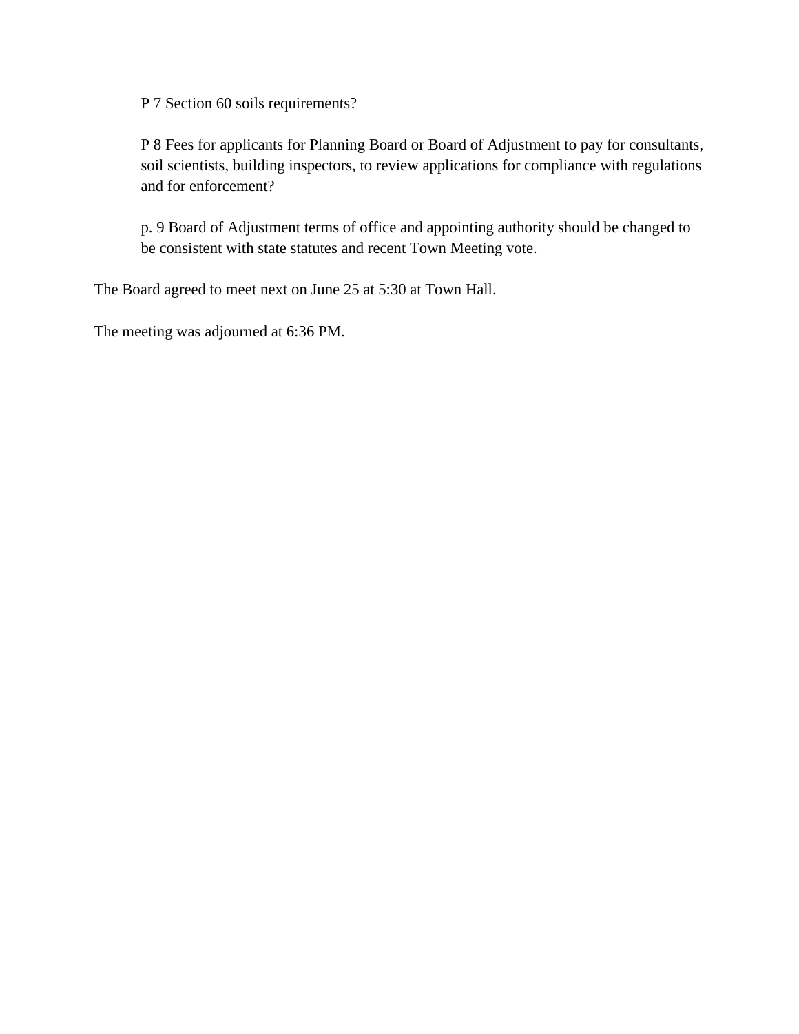P 7 Section 60 soils requirements?

P 8 Fees for applicants for Planning Board or Board of Adjustment to pay for consultants, soil scientists, building inspectors, to review applications for compliance with regulations and for enforcement?

p. 9 Board of Adjustment terms of office and appointing authority should be changed to be consistent with state statutes and recent Town Meeting vote.

The Board agreed to meet next on June 25 at 5:30 at Town Hall.

The meeting was adjourned at 6:36 PM.